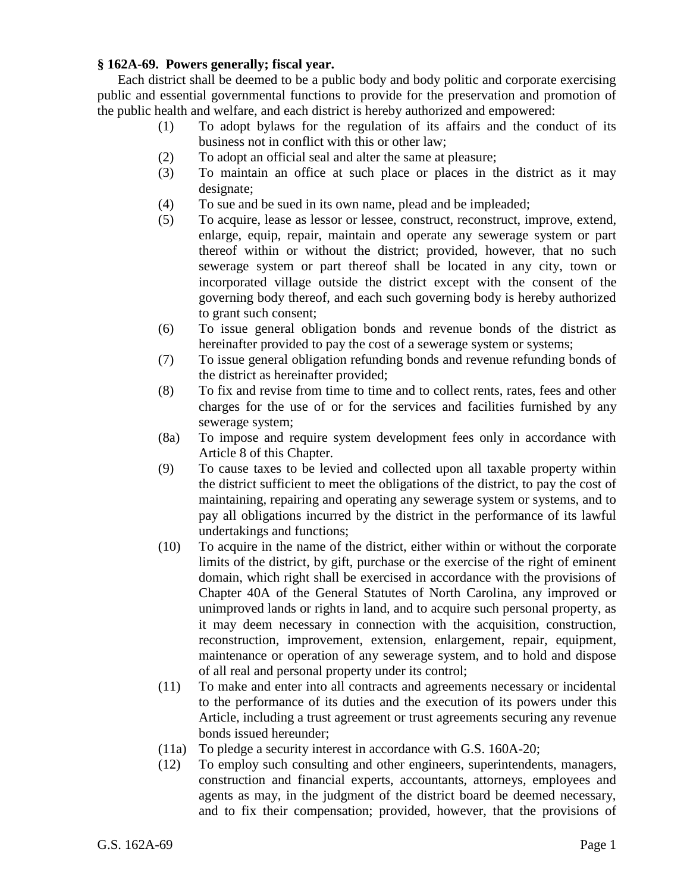**§ 162A-69. Powers generally; fiscal year.**

Each district shall be deemed to be a public body and body politic and corporate exercising public and essential governmental functions to provide for the preservation and promotion of the public health and welfare, and each district is hereby authorized and empowered:

(1) To adopt bylaws for the regulation of its affairs and the conduct of its business not in conflict with this or other law;

(2) To adopt an official seal and alter the same at pleasure;

(3) To maintain an office at such place or places in the district as it may designate;

(4) To sue and be sued in its own name, plead and be impleaded;

(5) To acquire, lease as lessor or lessee, construct, reconstruct, improve, extend, enlarge, equip, repair, maintain and operate any sewerage system or part thereof within or without the district; provided, however, that no such sewerage system or part thereof shall be located in any city, town or incorporated village outside the district except with the consent of the governing body thereof, and each such governing body is hereby authorized to grant such consent;

(6) To issue general obligation bonds and revenue bonds of the district as hereinafter provided to pay the cost of a sewerage system or systems;

(7) To issue general obligation refunding bonds and revenue refunding bonds of the district as hereinafter provided;

(8) To fix and revise from time to time and to collect rents, rates, fees and other charges for the use of or for the services and facilities furnished by any sewerage system;

(8a) To impose and require system development fees only in accordance with Article 8 of this Chapter.

(9) To cause taxes to be levied and collected upon all taxable property within the district sufficient to meet the obligations of the district, to pay the cost of maintaining, repairing and operating any sewerage system or systems, and to pay all obligations incurred by the district in the performance of its lawful undertakings and functions;

(10) To acquire in the name of the district, either within or without the corporate limits of the district, by gift, purchase or the exercise of the right of eminent domain, which right shall be exercised in accordance with the provisions of Chapter 40A of the General Statutes of North Carolina, any improved or unimproved lands or rights in land, and to acquire such personal property, as it may deem necessary in connection with the acquisition, construction, reconstruction, improvement, extension, enlargement, repair, equipment, maintenance or operation of any sewerage system, and to hold and dispose of all real and personal property under its control;

(11) To make and enter into all contracts and agreements necessary or incidental to the performance of its duties and the execution of its powers under this Article, including a trust agreement or trust agreements securing any revenue bonds issued hereunder;

(11a) To pledge a security interest in accordance with G.S. 160A-20;

(12) To employ such consulting and other engineers, superintendents, managers, construction and financial experts, accountants, attorneys, employees and agents as may, in the judgment of the district board be deemed necessary, and to fix their compensation; provided, however, that the provisions of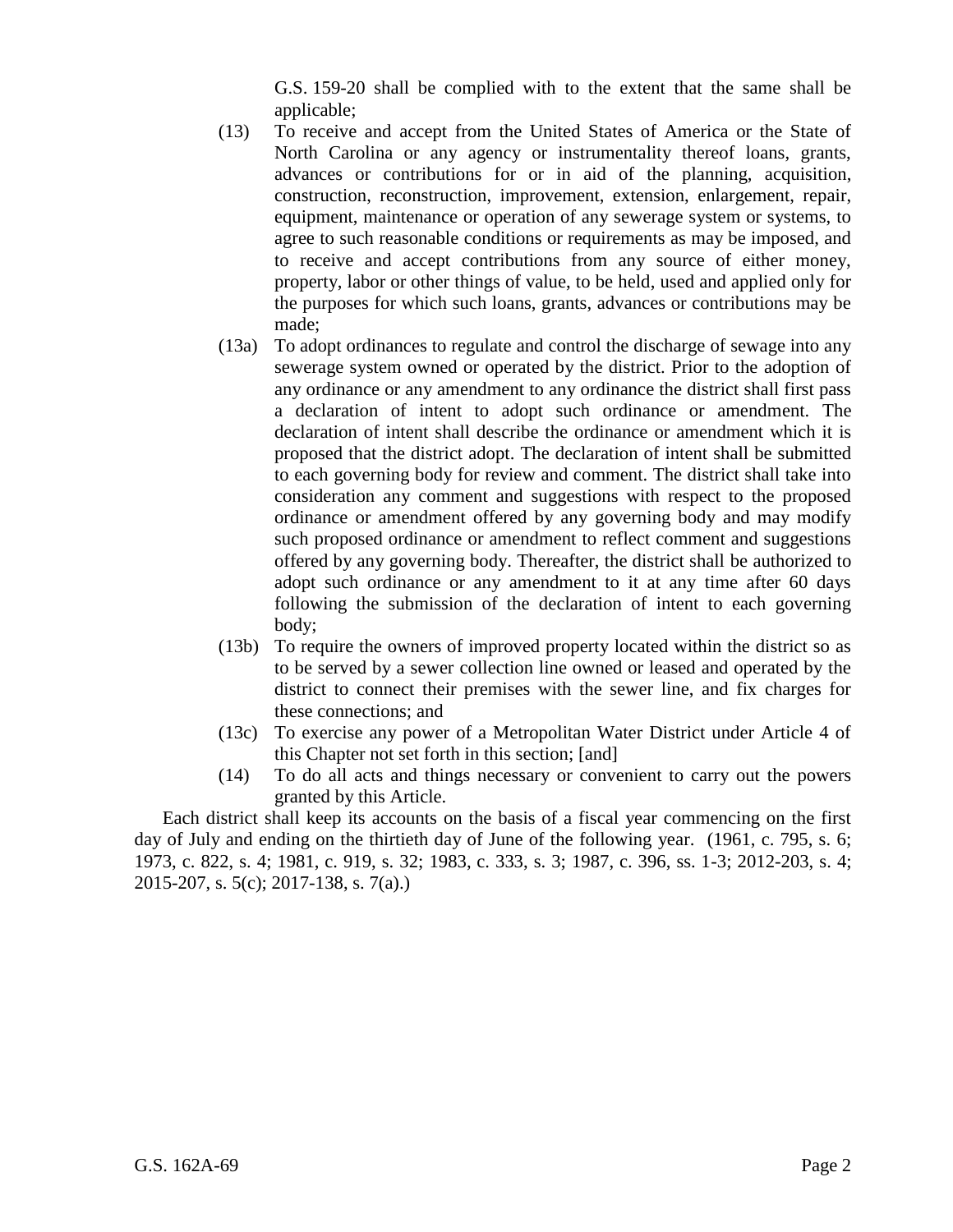G.S. 159-20 shall be complied with to the extent that the same shall be applicable;

(13) To receive and accept from the United States of America or the State of North Carolina or any agency or instrumentality thereof loans, grants, advances or contributions for or in aid of the planning, acquisition, construction, reconstruction, improvement, extension, enlargement, repair, equipment, maintenance or operation of any sewerage system or systems, to agree to such reasonable conditions or requirements as may be imposed, and to receive and accept contributions from any source of either money, property, labor or other things of value, to be held, used and applied only for the purposes for which such loans, grants, advances or contributions may be made;

(13a) To adopt ordinances to regulate and control the discharge of sewage into any sewerage system owned or operated by the district. Prior to the adoption of any ordinance or any amendment to any ordinance the district shall first pass a declaration of intent to adopt such ordinance or amendment. The declaration of intent shall describe the ordinance or amendment which it is proposed that the district adopt. The declaration of intent shall be submitted to each governing body for review and comment. The district shall take into consideration any comment and suggestions with respect to the proposed ordinance or amendment offered by any governing body and may modify such proposed ordinance or amendment to reflect comment and suggestions offered by any governing body. Thereafter, the district shall be authorized to adopt such ordinance or any amendment to it at any time after 60 days following the submission of the declaration of intent to each governing body;

(13b) To require the owners of improved property located within the district so as to be served by a sewer collection line owned or leased and operated by the district to connect their premises with the sewer line, and fix charges for these connections; and

(13c) To exercise any power of a Metropolitan Water District under Article 4 of this Chapter not set forth in this section; [and]

(14) To do all acts and things necessary or convenient to carry out the powers granted by this Article.

Each district shall keep its accounts on the basis of a fiscal year commencing on the first day of July and ending on the thirtieth day of June of the following year. (1961, c. 795, s. 6; 1973, c. 822, s. 4; 1981, c. 919, s. 32; 1983, c. 333, s. 3; 1987, c. 396, ss. 1-3; 2012-203, s. 4; 2015-207, s. 5(c); 2017-138, s. 7(a).)